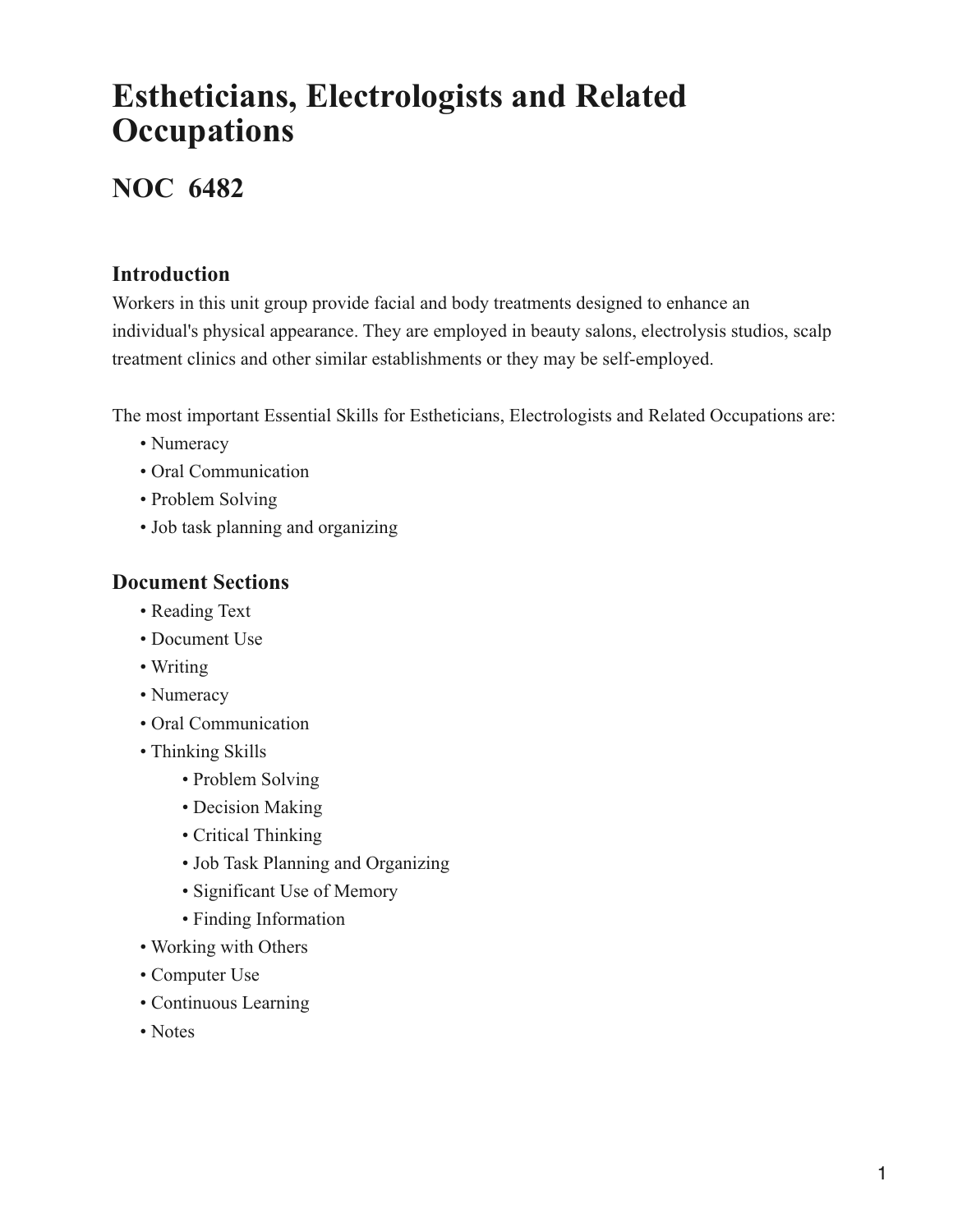# Estheticians, Electrologists and Related Occupations

## NOC 6482

### Introduction

Workers in this unit group provide facial and body treatments designed to enhance an individual's physical appearance. They are employed in beauty salons, electrolysis studios, scalp treatment clinics and other similar establishments or they may be self-employed.

The most important Essential Skills for Estheticians, Electrologists and Related Occupations are:

- Numeracy
- Oral Communication
- Problem Solving
- Job task planning and organizing

### Document Sections

- Reading Text
- Document Use
- Writing
- Numeracy
- Oral Communication
- Thinking Skills
  - Problem Solving
  - Decision Making
  - Critical Thinking
  - Job Task Planning and Organizing
  - Significant Use of Memory
  - Finding Information
- Working with Others
- Computer Use
- Continuous Learning
- Notes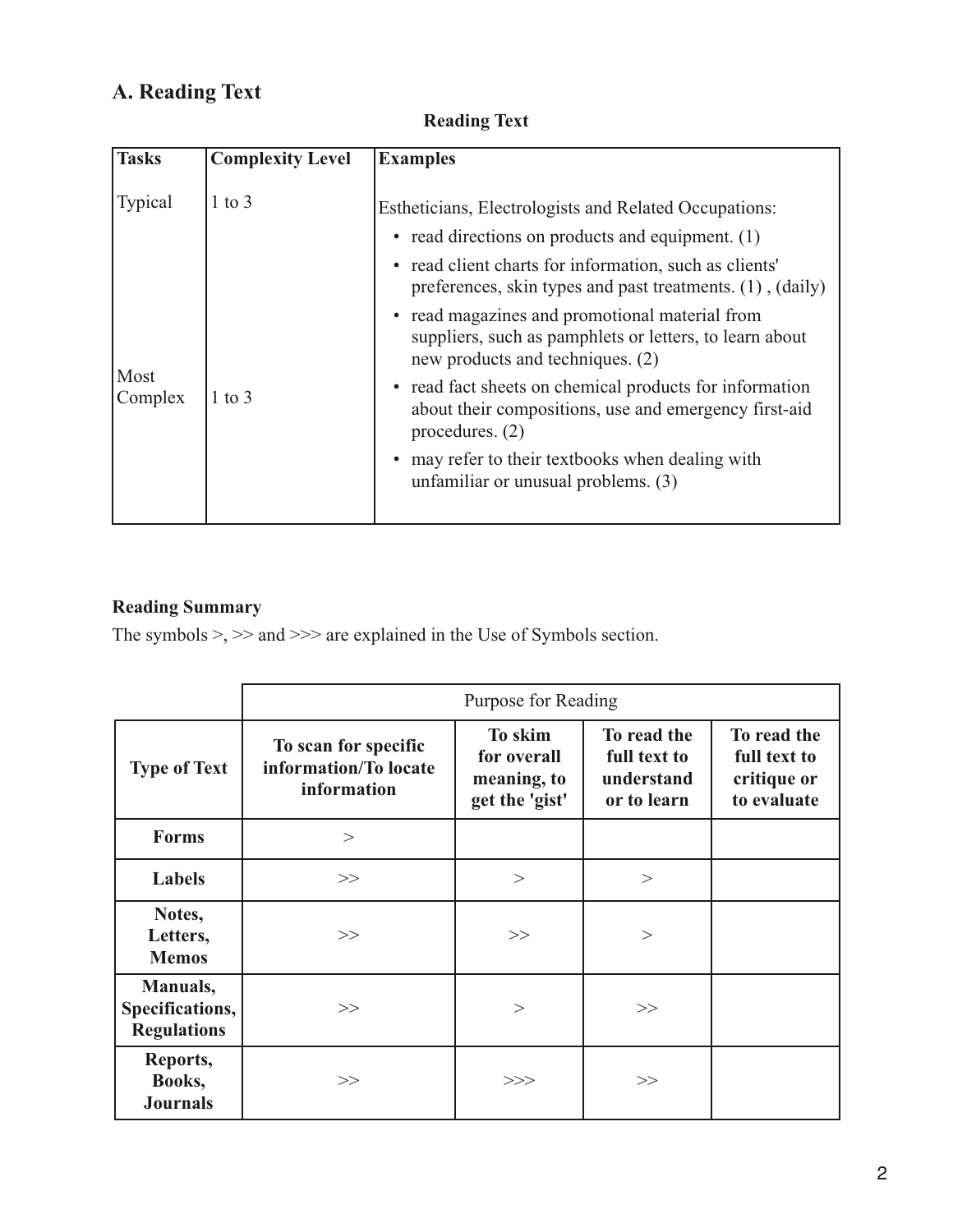## A. Reading Text

**Reading Text**

| Tasks | Complexity Level | Examples |
|---|---|---|
| Typical | 1 to 3 | Estheticians, Electrologists and Related Occupations:<br>• read directions on products and equipment. (1)<br>• read client charts for information, such as clients' preferences, skin types and past treatments. (1) , (daily)<br>• read magazines and promotional material from suppliers, such as pamphlets or letters, to learn about new products and techniques. (2)<br>• read fact sheets on chemical products for information about their compositions, use and emergency first-aid procedures. (2)<br>• may refer to their textbooks when dealing with unfamiliar or unusual problems. (3) |
| Most Complex | 1 to 3 | |

**Reading Summary**

The symbols >, >> and >>> are explained in the Use of Symbols section.

| | Purpose for Reading | | | |
|---|---|---|---|---|
| **Type of Text** | **To scan for specific information/To locate information** | **To skim for overall meaning, to get the 'gist'** | **To read the full text to understand or to learn** | **To read the full text to critique or to evaluate** |
| **Forms** | > | | | |
| **Labels** | >> | > | > | |
| **Notes, Letters, Memos** | >> | >> | > | |
| **Manuals, Specifications, Regulations** | >> | > | >> | |
| **Reports, Books, Journals** | >> | >>> | >> | |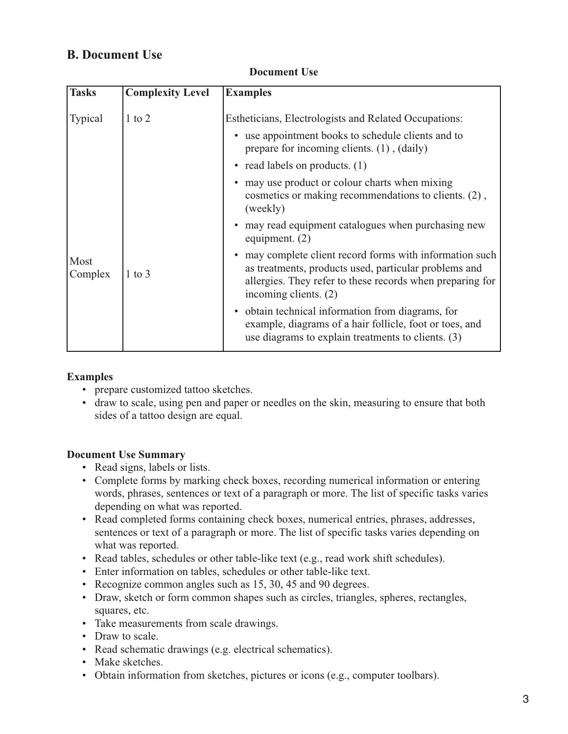## B. Document Use

**Document Use**

| Tasks | Complexity Level | Examples |
|---|---|---|
| Typical | 1 to 2 | Estheticians, Electrologists and Related Occupations: <br>• use appointment books to schedule clients and to prepare for incoming clients. (1) , (daily) <br>• read labels on products. (1) <br>• may use product or colour charts when mixing cosmetics or making recommendations to clients. (2) , (weekly) <br>• may read equipment catalogues when purchasing new equipment. (2) |
| Most Complex | 1 to 3 | • may complete client record forms with information such as treatments, products used, particular problems and allergies. They refer to these records when preparing for incoming clients. (2) <br>• obtain technical information from diagrams, for example, diagrams of a hair follicle, foot or toes, and use diagrams to explain treatments to clients. (3) |

**Examples**

- prepare customized tattoo sketches.
- draw to scale, using pen and paper or needles on the skin, measuring to ensure that both sides of a tattoo design are equal.

**Document Use Summary**

- Read signs, labels or lists.
- Complete forms by marking check boxes, recording numerical information or entering words, phrases, sentences or text of a paragraph or more. The list of specific tasks varies depending on what was reported.
- Read completed forms containing check boxes, numerical entries, phrases, addresses, sentences or text of a paragraph or more. The list of specific tasks varies depending on what was reported.
- Read tables, schedules or other table-like text (e.g., read work shift schedules).
- Enter information on tables, schedules or other table-like text.
- Recognize common angles such as 15, 30, 45 and 90 degrees.
- Draw, sketch or form common shapes such as circles, triangles, spheres, rectangles, squares, etc.
- Take measurements from scale drawings.
- Draw to scale.
- Read schematic drawings (e.g. electrical schematics).
- Make sketches.
- Obtain information from sketches, pictures or icons (e.g., computer toolbars).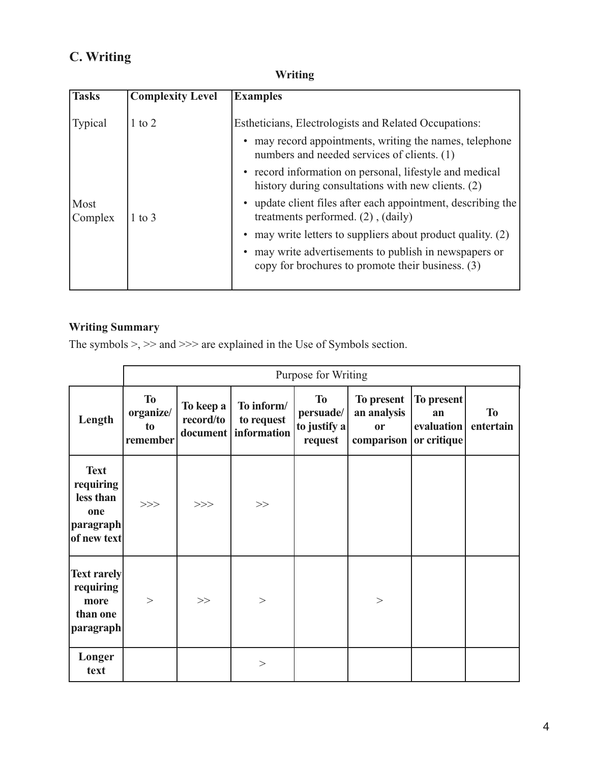## C. Writing

**Writing**

| Tasks | Complexity Level | Examples |
|---|---|---|
| Typical | 1 to 2 | Estheticians, Electrologists and Related Occupations:<br>• may record appointments, writing the names, telephone numbers and needed services of clients. (1)<br>• record information on personal, lifestyle and medical history during consultations with new clients. (2)<br>• update client files after each appointment, describing the treatments performed. (2) , (daily)<br>• may write letters to suppliers about product quality. (2)<br>• may write advertisements to publish in newspapers or copy for brochures to promote their business. (3) |
| Most Complex | 1 to 3 | |

**Writing Summary**

The symbols >, >> and >>> are explained in the Use of Symbols section.

| | Purpose for Writing | | | | | | |
|---|---|---|---|---|---|---|---|
| **Length** | **To organize/ to remember** | **To keep a record/to document** | **To inform/ to request information** | **To persuade/ to justify a request** | **To present an analysis or comparison** | **To present an evaluation or critique** | **To entertain** |
| **Text requiring less than one paragraph of new text** | >>> | >>> | >> | | | | |
| **Text rarely requiring more than one paragraph** | > | >> | > | | > | | |
| **Longer text** | | | > | | | | |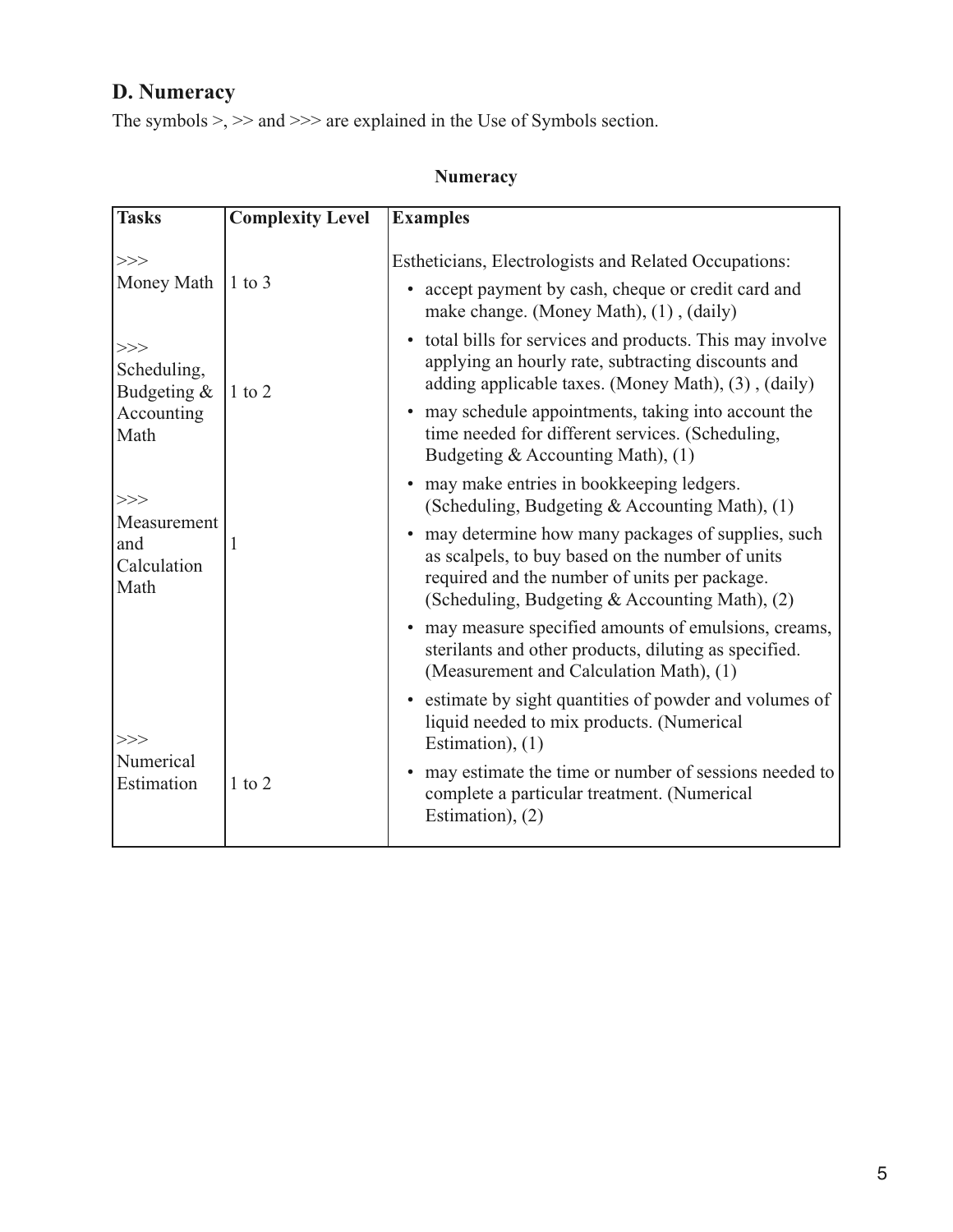## D. Numeracy

The symbols >, >> and >>> are explained in the Use of Symbols section.

**Numeracy**

| Tasks | Complexity Level | Examples |
|---|---|---|
| >>> Money Math | 1 to 3 | Estheticians, Electrologists and Related Occupations:<br>• accept payment by cash, cheque or credit card and make change. (Money Math), (1) , (daily)<br>• total bills for services and products. This may involve applying an hourly rate, subtracting discounts and adding applicable taxes. (Money Math), (3) , (daily) |
| >>> Scheduling, Budgeting & Accounting Math | 1 to 2 | • may schedule appointments, taking into account the time needed for different services. (Scheduling, Budgeting & Accounting Math), (1)<br>• may make entries in bookkeeping ledgers. (Scheduling, Budgeting & Accounting Math), (1)<br>• may determine how many packages of supplies, such as scalpels, to buy based on the number of units required and the number of units per package. (Scheduling, Budgeting & Accounting Math), (2) |
| >>> Measurement and Calculation Math | 1 | • may measure specified amounts of emulsions, creams, sterilants and other products, diluting as specified. (Measurement and Calculation Math), (1) |
| >>> Numerical Estimation | 1 to 2 | • estimate by sight quantities of powder and volumes of liquid needed to mix products. (Numerical Estimation), (1)<br>• may estimate the time or number of sessions needed to complete a particular treatment. (Numerical Estimation), (2) |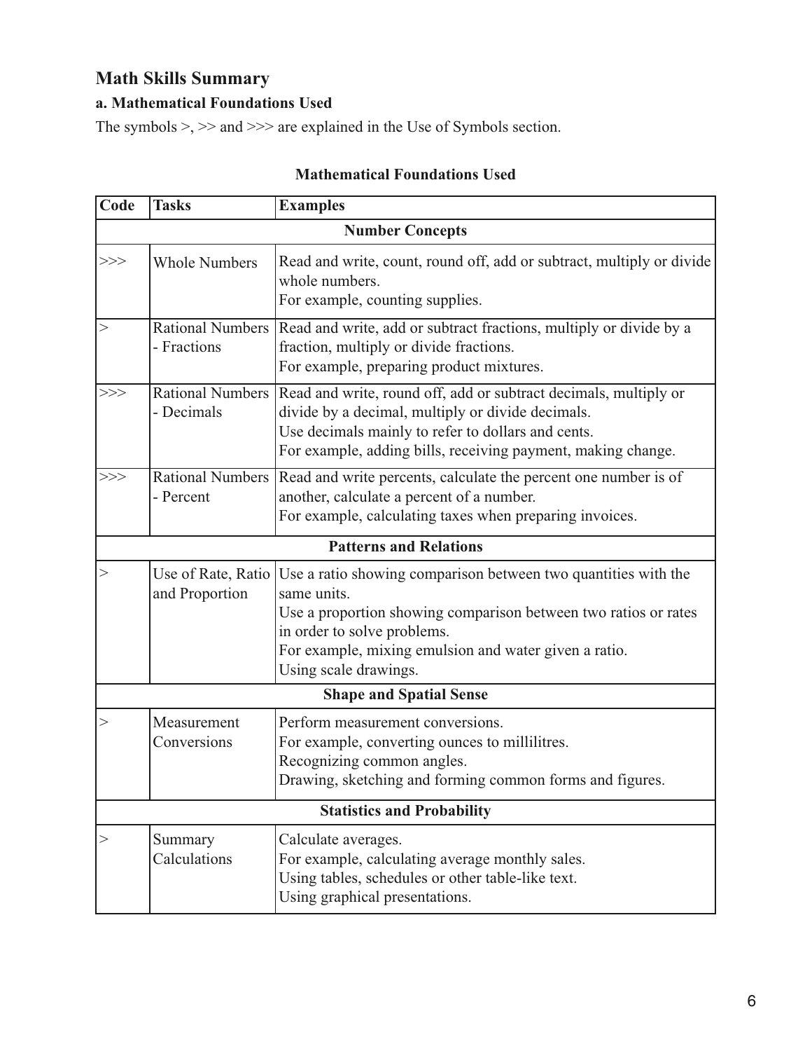## Math Skills Summary

### a. Mathematical Foundations Used

The symbols >, >> and >>> are explained in the Use of Symbols section.

**Mathematical Foundations Used**

| Code | Tasks | Examples |
|---|---|---|
| **Number Concepts** | | |
| >>> | Whole Numbers | Read and write, count, round off, add or subtract, multiply or divide whole numbers.<br>For example, counting supplies. |
| > | Rational Numbers - Fractions | Read and write, add or subtract fractions, multiply or divide by a fraction, multiply or divide fractions.<br>For example, preparing product mixtures. |
| >>> | Rational Numbers - Decimals | Read and write, round off, add or subtract decimals, multiply or divide by a decimal, multiply or divide decimals.<br>Use decimals mainly to refer to dollars and cents.<br>For example, adding bills, receiving payment, making change. |
| >>> | Rational Numbers - Percent | Read and write percents, calculate the percent one number is of another, calculate a percent of a number.<br>For example, calculating taxes when preparing invoices. |
| **Patterns and Relations** | | |
| > | Use of Rate, Ratio and Proportion | Use a ratio showing comparison between two quantities with the same units.<br>Use a proportion showing comparison between two ratios or rates in order to solve problems.<br>For example, mixing emulsion and water given a ratio.<br>Using scale drawings. |
| **Shape and Spatial Sense** | | |
| > | Measurement Conversions | Perform measurement conversions.<br>For example, converting ounces to millilitres.<br>Recognizing common angles.<br>Drawing, sketching and forming common forms and figures. |
| **Statistics and Probability** | | |
| > | Summary Calculations | Calculate averages.<br>For example, calculating average monthly sales.<br>Using tables, schedules or other table-like text.<br>Using graphical presentations. |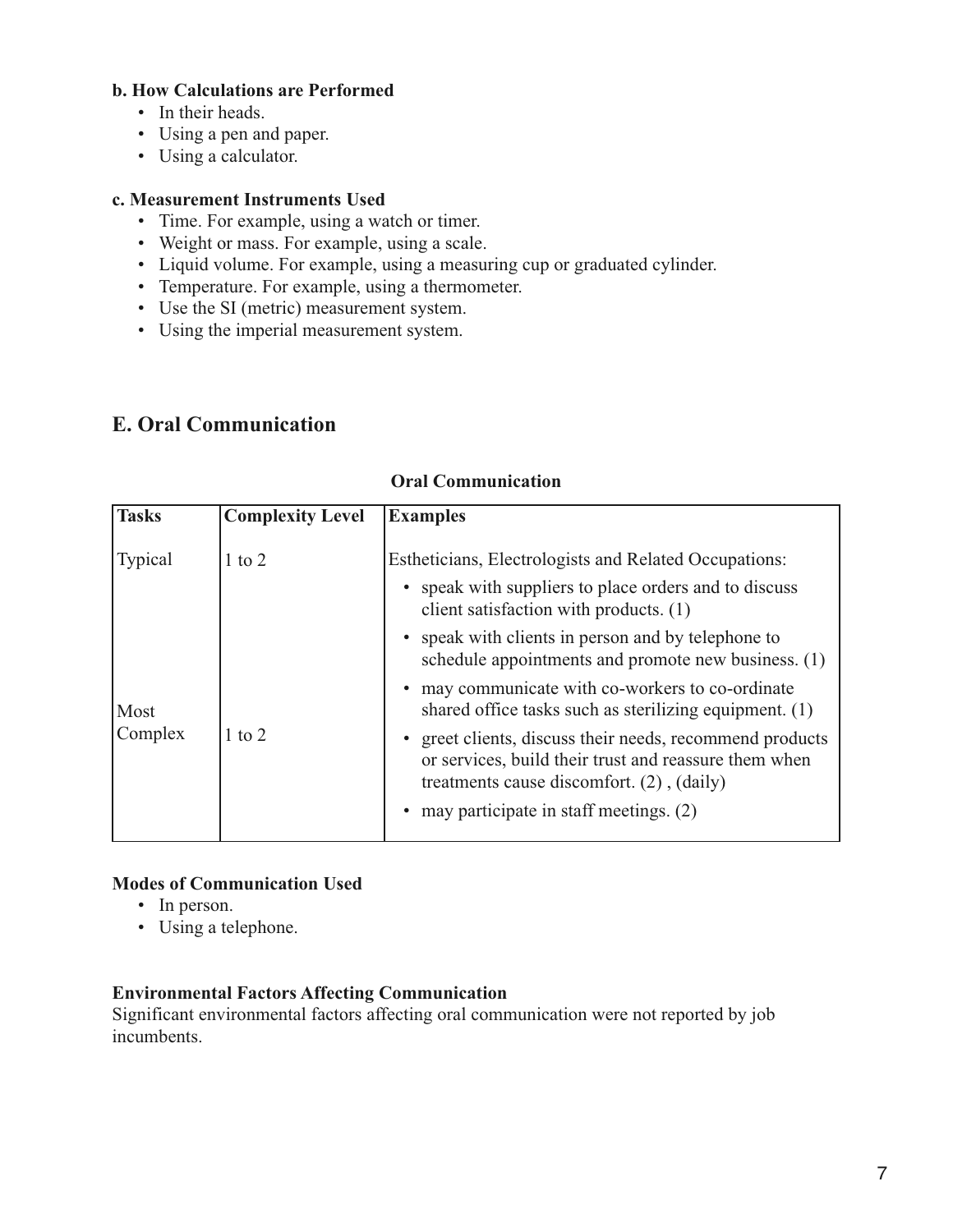**b. How Calculations are Performed**

- In their heads.
- Using a pen and paper.
- Using a calculator.

**c. Measurement Instruments Used**

- Time. For example, using a watch or timer.
- Weight or mass. For example, using a scale.
- Liquid volume. For example, using a measuring cup or graduated cylinder.
- Temperature. For example, using a thermometer.
- Use the SI (metric) measurement system.
- Using the imperial measurement system.

## E. Oral Communication

**Oral Communication**

| Tasks | Complexity Level | Examples |
|---|---|---|
| Typical | 1 to 2 | Estheticians, Electrologists and Related Occupations:<br>• speak with suppliers to place orders and to discuss client satisfaction with products. (1)<br>• speak with clients in person and by telephone to schedule appointments and promote new business. (1)<br>• may communicate with co-workers to co-ordinate shared office tasks such as sterilizing equipment. (1) |
| Most Complex | 1 to 2 | • greet clients, discuss their needs, recommend products or services, build their trust and reassure them when treatments cause discomfort. (2) , (daily)<br>• may participate in staff meetings. (2) |

**Modes of Communication Used**

- In person.
- Using a telephone.

**Environmental Factors Affecting Communication**

Significant environmental factors affecting oral communication were not reported by job incumbents.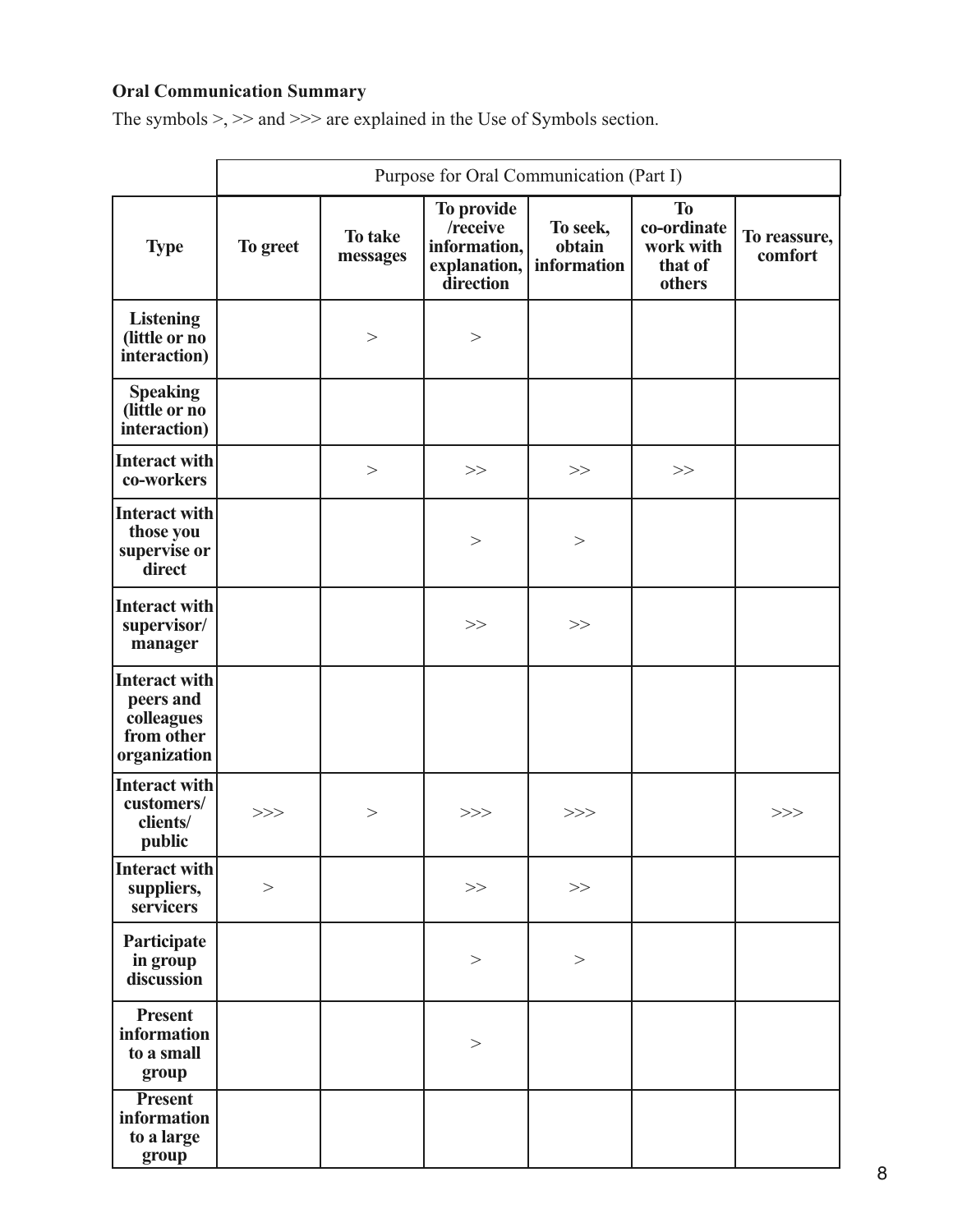**Oral Communication Summary**

The symbols >, >> and >>> are explained in the Use of Symbols section.

| | Purpose for Oral Communication (Part I) | | | | | |
|---|---|---|---|---|---|---|
| **Type** | **To greet** | **To take messages** | **To provide /receive information, explanation, direction** | **To seek, obtain information** | **To co-ordinate work with that of others** | **To reassure, comfort** |
| **Listening (little or no interaction)** | | > | > | | | |
| **Speaking (little or no interaction)** | | | | | | |
| **Interact with co-workers** | | > | >> | >> | >> | |
| **Interact with those you supervise or direct** | | | > | > | | |
| **Interact with supervisor/ manager** | | | >> | >> | | |
| **Interact with peers and colleagues from other organization** | | | | | | |
| **Interact with customers/ clients/ public** | >>> | > | >>> | >>> | | >>> |
| **Interact with suppliers, servicers** | > | | >> | >> | | |
| **Participate in group discussion** | | | > | > | | |
| **Present information to a small group** | | | > | | | |
| **Present information to a large group** | | | | | | |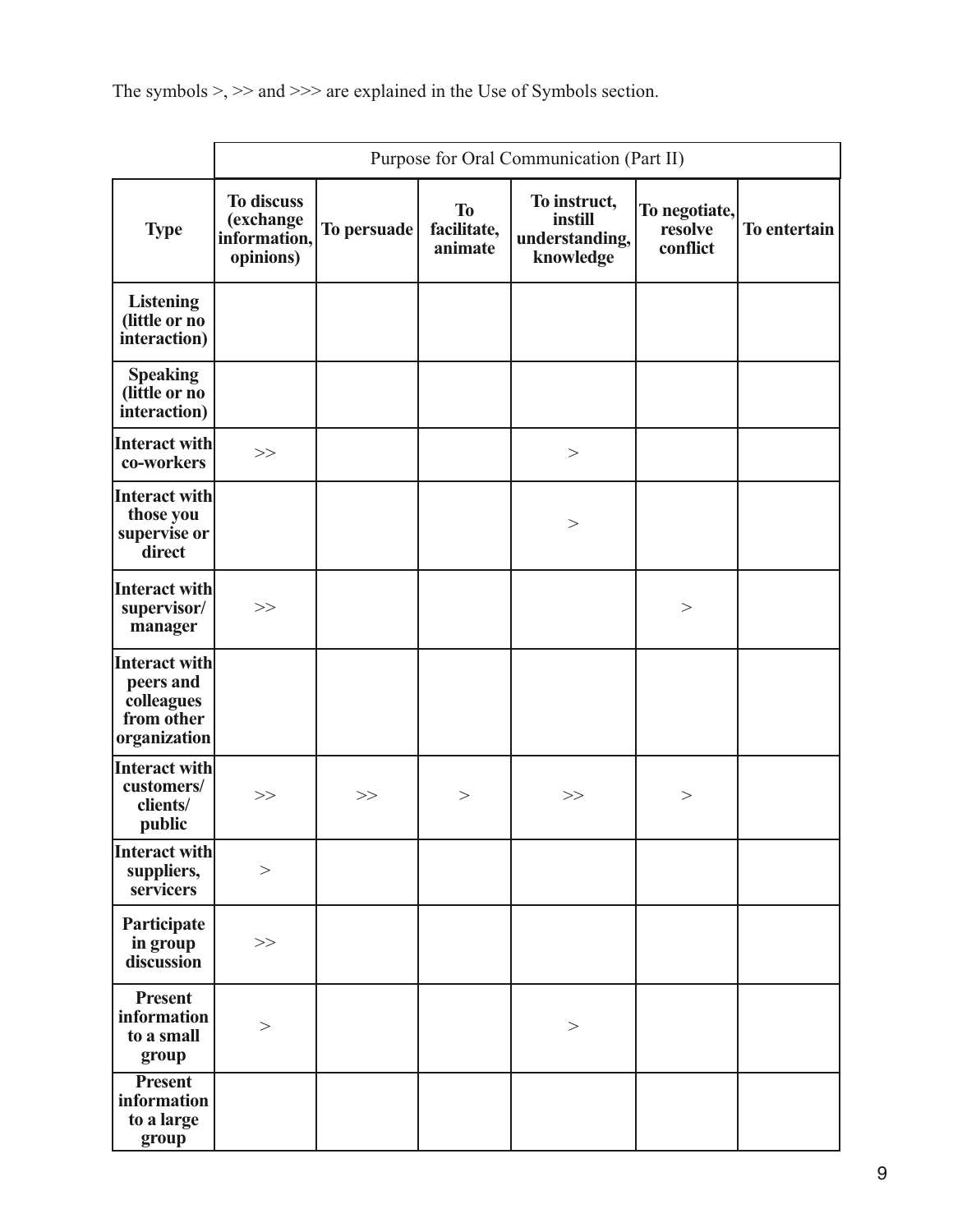The symbols >, >> and >>> are explained in the Use of Symbols section.

| | Purpose for Oral Communication (Part II) | | | | | |
|---|---|---|---|---|---|---|
| **Type** | **To discuss (exchange information, opinions)** | **To persuade** | **To facilitate, animate** | **To instruct, instill understanding, knowledge** | **To negotiate, resolve conflict** | **To entertain** |
| **Listening (little or no interaction)** | | | | | | |
| **Speaking (little or no interaction)** | | | | | | |
| **Interact with co-workers** | >> | | | > | | |
| **Interact with those you supervise or direct** | | | | > | | |
| **Interact with supervisor/ manager** | >> | | | | > | |
| **Interact with peers and colleagues from other organization** | | | | | | |
| **Interact with customers/ clients/ public** | >> | >> | > | >> | > | |
| **Interact with suppliers, servicers** | > | | | | | |
| **Participate in group discussion** | >> | | | | | |
| **Present information to a small group** | > | | | > | | |
| **Present information to a large group** | | | | | | |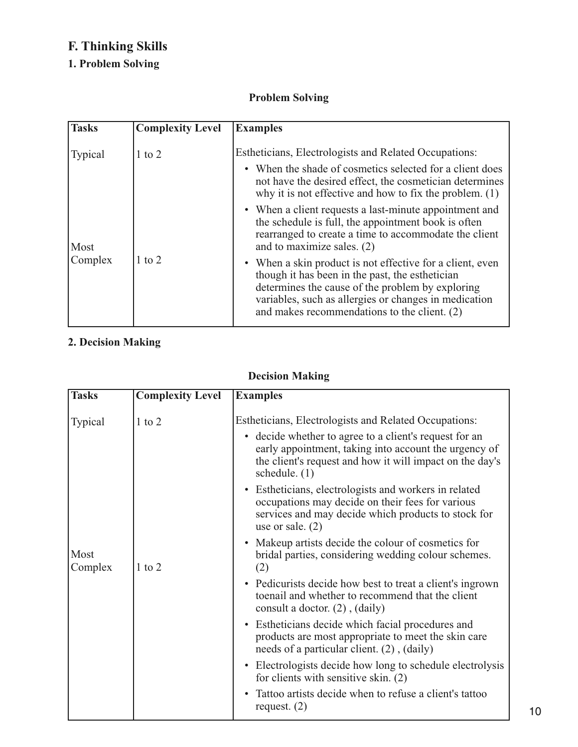## F. Thinking Skills

### 1. Problem Solving

**Problem Solving**

| Tasks | Complexity Level | Examples |
| --- | --- | --- |
| Typical | 1 to 2 | Estheticians, Electrologists and Related Occupations:<br>• When the shade of cosmetics selected for a client does not have the desired effect, the cosmetician determines why it is not effective and how to fix the problem. (1)<br>• When a client requests a last-minute appointment and the schedule is full, the appointment book is often rearranged to create a time to accommodate the client and to maximize sales. (2)<br>• When a skin product is not effective for a client, even though it has been in the past, the esthetician determines the cause of the problem by exploring variables, such as allergies or changes in medication and makes recommendations to the client. (2) |
| Most Complex | 1 to 2 | |

### 2. Decision Making

**Decision Making**

| Tasks | Complexity Level | Examples |
| --- | --- | --- |
| Typical | 1 to 2 | Estheticians, Electrologists and Related Occupations:<br>• decide whether to agree to a client's request for an early appointment, taking into account the urgency of the client's request and how it will impact on the day's schedule. (1)<br>• Estheticians, electrologists and workers in related occupations may decide on their fees for various services and may decide which products to stock for use or sale. (2)<br>• Makeup artists decide the colour of cosmetics for bridal parties, considering wedding colour schemes. (2)<br>• Pedicurists decide how best to treat a client's ingrown toenail and whether to recommend that the client consult a doctor. (2) , (daily)<br>• Estheticians decide which facial procedures and products are most appropriate to meet the skin care needs of a particular client. (2) , (daily)<br>• Electrologists decide how long to schedule electrolysis for clients with sensitive skin. (2)<br>• Tattoo artists decide when to refuse a client's tattoo request. (2) |
| Most Complex | 1 to 2 | |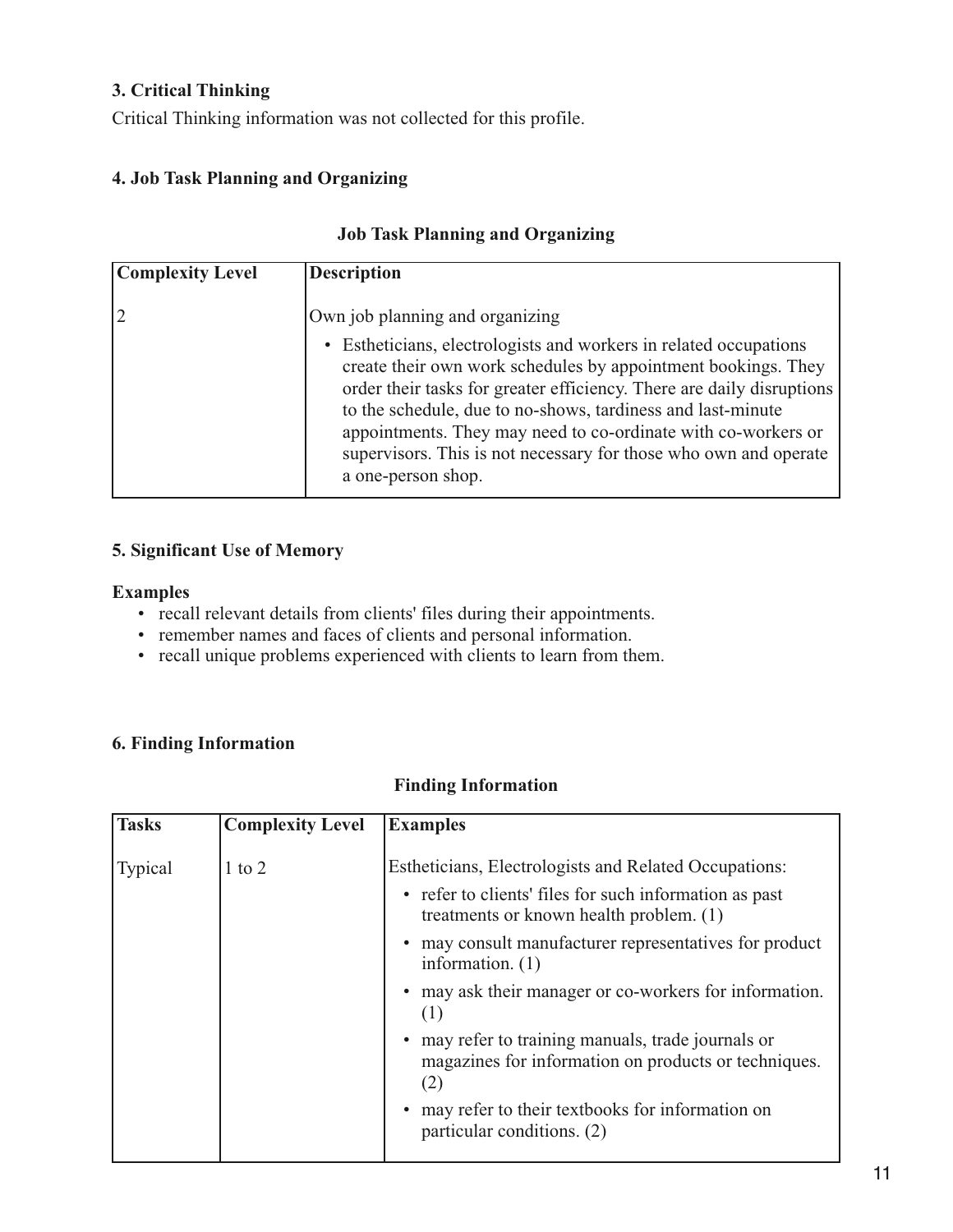### 3. Critical Thinking

Critical Thinking information was not collected for this profile.

### 4. Job Task Planning and Organizing

**Job Task Planning and Organizing**

| Complexity Level | Description |
|---|---|
| 2 | Own job planning and organizing<br>• Estheticians, electrologists and workers in related occupations create their own work schedules by appointment bookings. They order their tasks for greater efficiency. There are daily disruptions to the schedule, due to no-shows, tardiness and last-minute appointments. They may need to co-ordinate with co-workers or supervisors. This is not necessary for those who own and operate a one-person shop. |

### 5. Significant Use of Memory

**Examples**

- recall relevant details from clients' files during their appointments.
- remember names and faces of clients and personal information.
- recall unique problems experienced with clients to learn from them.

### 6. Finding Information

**Finding Information**

| Tasks | Complexity Level | Examples |
|---|---|---|
| Typical | 1 to 2 | Estheticians, Electrologists and Related Occupations:<br>• refer to clients' files for such information as past treatments or known health problem. (1)<br>• may consult manufacturer representatives for product information. (1)<br>• may ask their manager or co-workers for information. (1)<br>• may refer to training manuals, trade journals or magazines for information on products or techniques. (2)<br>• may refer to their textbooks for information on particular conditions. (2) |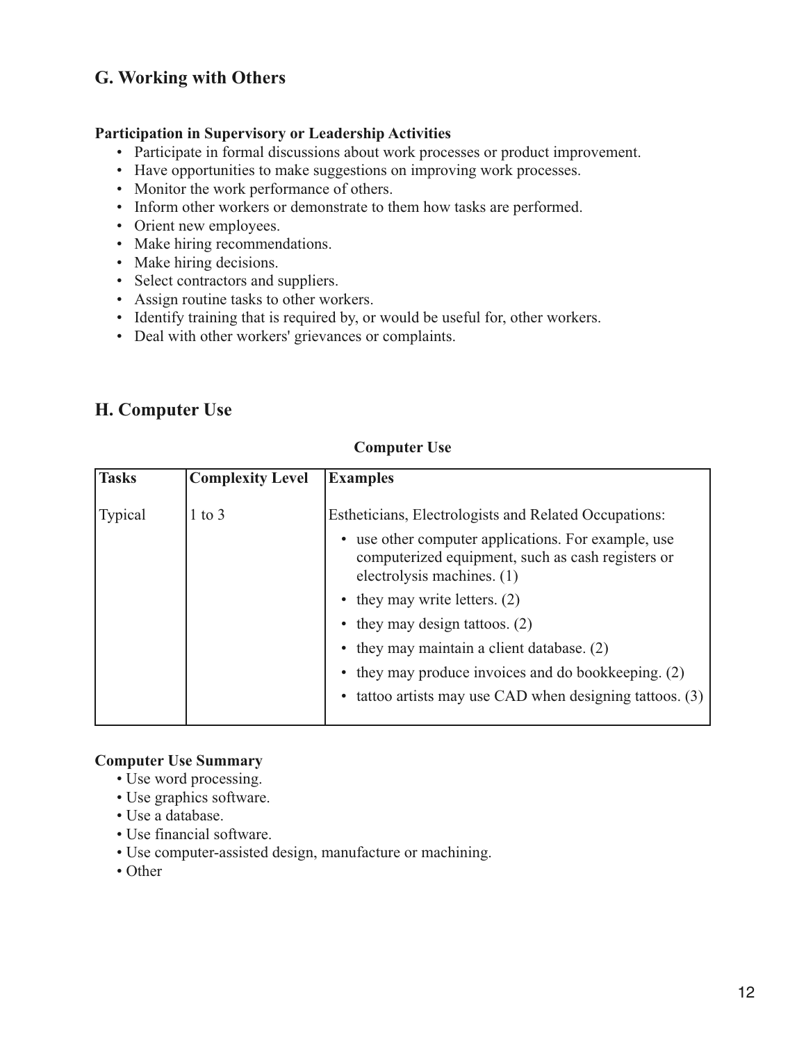## G. Working with Others

**Participation in Supervisory or Leadership Activities**

- Participate in formal discussions about work processes or product improvement.
- Have opportunities to make suggestions on improving work processes.
- Monitor the work performance of others.
- Inform other workers or demonstrate to them how tasks are performed.
- Orient new employees.
- Make hiring recommendations.
- Make hiring decisions.
- Select contractors and suppliers.
- Assign routine tasks to other workers.
- Identify training that is required by, or would be useful for, other workers.
- Deal with other workers' grievances or complaints.

## H. Computer Use

**Computer Use**

| Tasks | Complexity Level | Examples |
|---|---|---|
| Typical | 1 to 3 | Estheticians, Electrologists and Related Occupations:<br>• use other computer applications. For example, use computerized equipment, such as cash registers or electrolysis machines. (1)<br>• they may write letters. (2)<br>• they may design tattoos. (2)<br>• they may maintain a client database. (2)<br>• they may produce invoices and do bookkeeping. (2)<br>• tattoo artists may use CAD when designing tattoos. (3) |

**Computer Use Summary**

- Use word processing.
- Use graphics software.
- Use a database.
- Use financial software.
- Use computer-assisted design, manufacture or machining.
- Other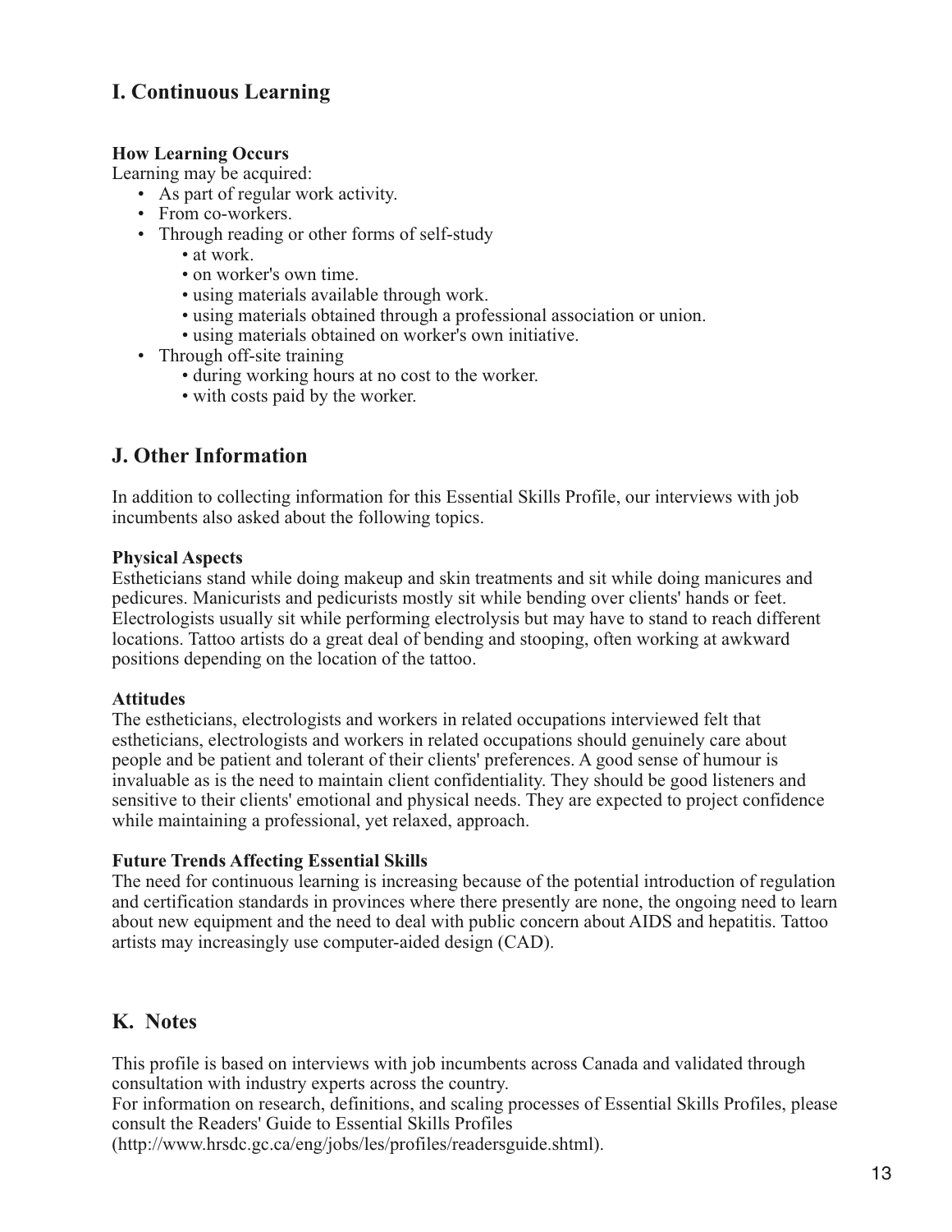## I. Continuous Learning

**How Learning Occurs**

Learning may be acquired:

- As part of regular work activity.
- From co-workers.
- Through reading or other forms of self-study
  - at work.
  - on worker's own time.
  - using materials available through work.
  - using materials obtained through a professional association or union.
  - using materials obtained on worker's own initiative.
- Through off-site training
  - during working hours at no cost to the worker.
  - with costs paid by the worker.

## J. Other Information

In addition to collecting information for this Essential Skills Profile, our interviews with job incumbents also asked about the following topics.

**Physical Aspects**

Estheticians stand while doing makeup and skin treatments and sit while doing manicures and pedicures. Manicurists and pedicurists mostly sit while bending over clients' hands or feet. Electrologists usually sit while performing electrolysis but may have to stand to reach different locations. Tattoo artists do a great deal of bending and stooping, often working at awkward positions depending on the location of the tattoo.

**Attitudes**

The estheticians, electrologists and workers in related occupations interviewed felt that estheticians, electrologists and workers in related occupations should genuinely care about people and be patient and tolerant of their clients' preferences. A good sense of humour is invaluable as is the need to maintain client confidentiality. They should be good listeners and sensitive to their clients' emotional and physical needs. They are expected to project confidence while maintaining a professional, yet relaxed, approach.

**Future Trends Affecting Essential Skills**

The need for continuous learning is increasing because of the potential introduction of regulation and certification standards in provinces where there presently are none, the ongoing need to learn about new equipment and the need to deal with public concern about AIDS and hepatitis. Tattoo artists may increasingly use computer-aided design (CAD).

## K. Notes

This profile is based on interviews with job incumbents across Canada and validated through consultation with industry experts across the country.

For information on research, definitions, and scaling processes of Essential Skills Profiles, please consult the Readers' Guide to Essential Skills Profiles (http://www.hrsdc.gc.ca/eng/jobs/les/profiles/readersguide.shtml).